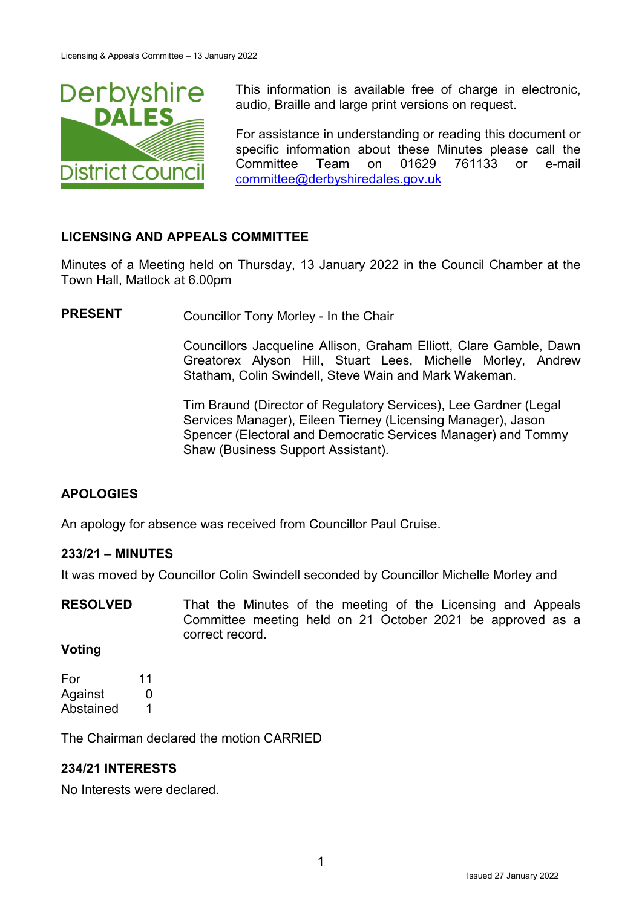This information is available free of charge in electronic, audio, Braille and large print versions on request.

For assistance in understanding or reading this document or specific information about these Minutes please call the Committee Team on 01629 761133 or e-mail committee@derbyshiredales.gov.uk

## LICENSING AND APPEALS COMMITTEE

Minutes of a Meeting held on Thursday, 13 January 2022 in the Council Chamber at the Town Hall, Matlock at 6.00pm

**PRESENT**

Councillor Tony Morley - In the Chair

Councillors Jacqueline Allison, Graham Elliott, Clare Gamble, Dawn Greatorex Alyson Hill, Stuart Lees, Michelle Morley, Andrew Statham, Colin Swindell, Steve Wain and Mark Wakeman.

Tim Braund (Director of Regulatory Services), Lee Gardner (Legal Services Manager), Eileen Tierney (Licensing Manager), Jason Spencer (Electoral and Democratic Services Manager) and Tommy Shaw (Business Support Assistant).

### APOLOGIES

An apology for absence was received from Councillor Paul Cruise.

### 233/21 – MINUTES

It was moved by Councillor Colin Swindell seconded by Councillor Michelle Morley and

**RESOLVED** That the Minutes of the meeting of the Licensing and Appeals Committee meeting held on 21 October 2021 be approved as a correct record.

**Voting**

| | |
|---|---|
| For | 11 |
| Against | 0 |
| Abstained | 1 |

The Chairman declared the motion CARRIED

### 234/21 INTERESTS

No Interests were declared.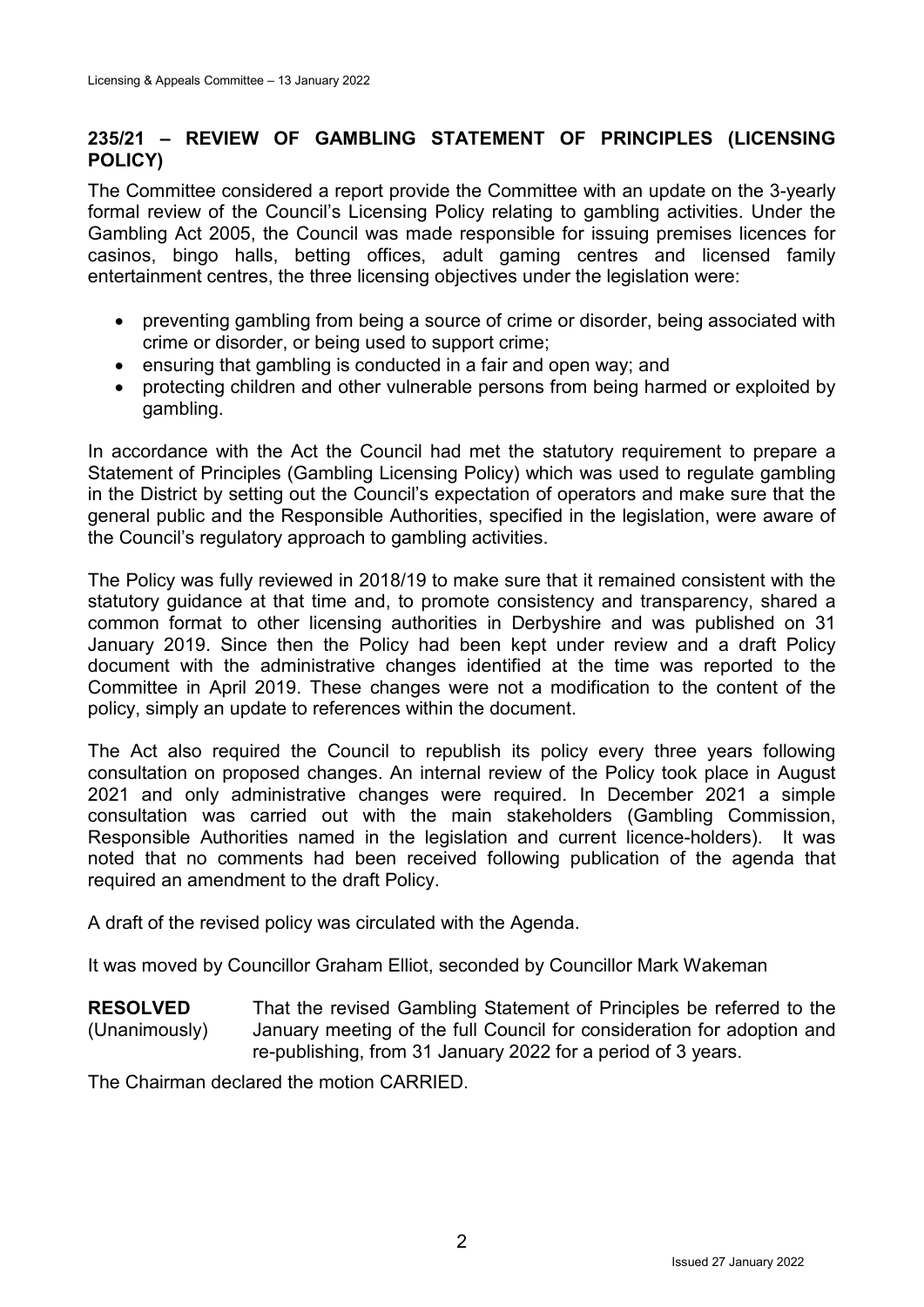## 235/21 – REVIEW OF GAMBLING STATEMENT OF PRINCIPLES (LICENSING POLICY)

The Committee considered a report provide the Committee with an update on the 3-yearly formal review of the Council's Licensing Policy relating to gambling activities. Under the Gambling Act 2005, the Council was made responsible for issuing premises licences for casinos, bingo halls, betting offices, adult gaming centres and licensed family entertainment centres, the three licensing objectives under the legislation were:

- preventing gambling from being a source of crime or disorder, being associated with crime or disorder, or being used to support crime;
- ensuring that gambling is conducted in a fair and open way; and
- protecting children and other vulnerable persons from being harmed or exploited by gambling.

In accordance with the Act the Council had met the statutory requirement to prepare a Statement of Principles (Gambling Licensing Policy) which was used to regulate gambling in the District by setting out the Council's expectation of operators and make sure that the general public and the Responsible Authorities, specified in the legislation, were aware of the Council's regulatory approach to gambling activities.

The Policy was fully reviewed in 2018/19 to make sure that it remained consistent with the statutory guidance at that time and, to promote consistency and transparency, shared a common format to other licensing authorities in Derbyshire and was published on 31 January 2019. Since then the Policy had been kept under review and a draft Policy document with the administrative changes identified at the time was reported to the Committee in April 2019. These changes were not a modification to the content of the policy, simply an update to references within the document.

The Act also required the Council to republish its policy every three years following consultation on proposed changes. An internal review of the Policy took place in August 2021 and only administrative changes were required. In December 2021 a simple consultation was carried out with the main stakeholders (Gambling Commission, Responsible Authorities named in the legislation and current licence-holders). It was noted that no comments had been received following publication of the agenda that required an amendment to the draft Policy.

A draft of the revised policy was circulated with the Agenda.

It was moved by Councillor Graham Elliot, seconded by Councillor Mark Wakeman

**RESOLVED** (Unanimously) That the revised Gambling Statement of Principles be referred to the January meeting of the full Council for consideration for adoption and re-publishing, from 31 January 2022 for a period of 3 years.

The Chairman declared the motion CARRIED.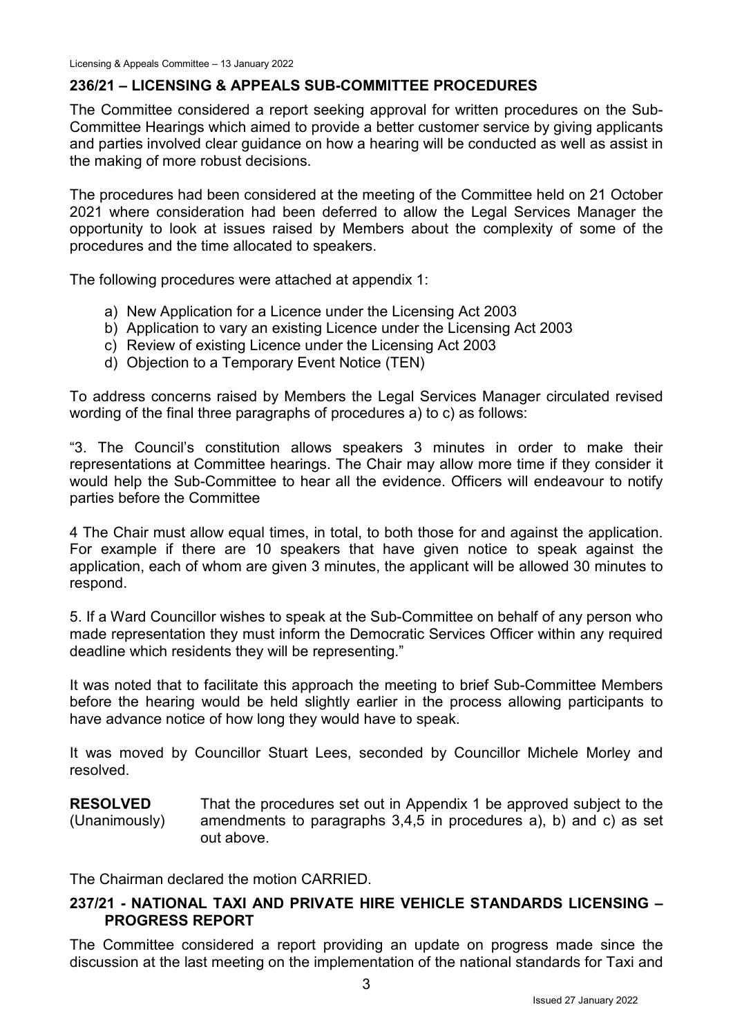## 236/21 – LICENSING & APPEALS SUB-COMMITTEE PROCEDURES

The Committee considered a report seeking approval for written procedures on the Sub-Committee Hearings which aimed to provide a better customer service by giving applicants and parties involved clear guidance on how a hearing will be conducted as well as assist in the making of more robust decisions.

The procedures had been considered at the meeting of the Committee held on 21 October 2021 where consideration had been deferred to allow the Legal Services Manager the opportunity to look at issues raised by Members about the complexity of some of the procedures and the time allocated to speakers.

The following procedures were attached at appendix 1:

a) New Application for a Licence under the Licensing Act 2003
b) Application to vary an existing Licence under the Licensing Act 2003
c) Review of existing Licence under the Licensing Act 2003
d) Objection to a Temporary Event Notice (TEN)

To address concerns raised by Members the Legal Services Manager circulated revised wording of the final three paragraphs of procedures a) to c) as follows:

"3. The Council's constitution allows speakers 3 minutes in order to make their representations at Committee hearings. The Chair may allow more time if they consider it would help the Sub-Committee to hear all the evidence. Officers will endeavour to notify parties before the Committee

4 The Chair must allow equal times, in total, to both those for and against the application. For example if there are 10 speakers that have given notice to speak against the application, each of whom are given 3 minutes, the applicant will be allowed 30 minutes to respond.

5. If a Ward Councillor wishes to speak at the Sub-Committee on behalf of any person who made representation they must inform the Democratic Services Officer within any required deadline which residents they will be representing."

It was noted that to facilitate this approach the meeting to brief Sub-Committee Members before the hearing would be held slightly earlier in the process allowing participants to have advance notice of how long they would have to speak.

It was moved by Councillor Stuart Lees, seconded by Councillor Michele Morley and resolved.

**RESOLVED** (Unanimously) That the procedures set out in Appendix 1 be approved subject to the amendments to paragraphs 3,4,5 in procedures a), b) and c) as set out above.

The Chairman declared the motion CARRIED.

## 237/21 - NATIONAL TAXI AND PRIVATE HIRE VEHICLE STANDARDS LICENSING – PROGRESS REPORT

The Committee considered a report providing an update on progress made since the discussion at the last meeting on the implementation of the national standards for Taxi and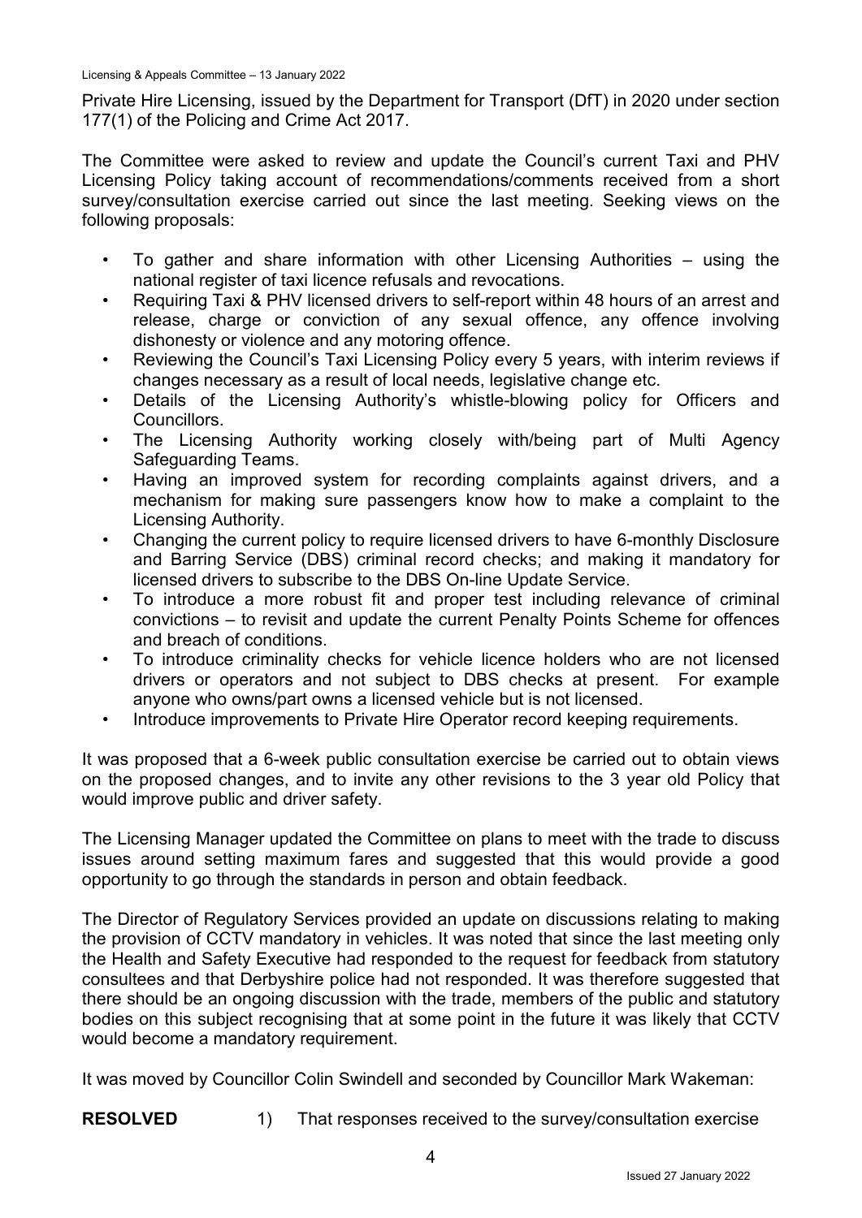Private Hire Licensing, issued by the Department for Transport (DfT) in 2020 under section 177(1) of the Policing and Crime Act 2017.

The Committee were asked to review and update the Council's current Taxi and PHV Licensing Policy taking account of recommendations/comments received from a short survey/consultation exercise carried out since the last meeting. Seeking views on the following proposals:

- To gather and share information with other Licensing Authorities – using the national register of taxi licence refusals and revocations.
- Requiring Taxi & PHV licensed drivers to self-report within 48 hours of an arrest and release, charge or conviction of any sexual offence, any offence involving dishonesty or violence and any motoring offence.
- Reviewing the Council's Taxi Licensing Policy every 5 years, with interim reviews if changes necessary as a result of local needs, legislative change etc.
- Details of the Licensing Authority's whistle-blowing policy for Officers and Councillors.
- The Licensing Authority working closely with/being part of Multi Agency Safeguarding Teams.
- Having an improved system for recording complaints against drivers, and a mechanism for making sure passengers know how to make a complaint to the Licensing Authority.
- Changing the current policy to require licensed drivers to have 6-monthly Disclosure and Barring Service (DBS) criminal record checks; and making it mandatory for licensed drivers to subscribe to the DBS On-line Update Service.
- To introduce a more robust fit and proper test including relevance of criminal convictions – to revisit and update the current Penalty Points Scheme for offences and breach of conditions.
- To introduce criminality checks for vehicle licence holders who are not licensed drivers or operators and not subject to DBS checks at present. For example anyone who owns/part owns a licensed vehicle but is not licensed.
- Introduce improvements to Private Hire Operator record keeping requirements.

It was proposed that a 6-week public consultation exercise be carried out to obtain views on the proposed changes, and to invite any other revisions to the 3 year old Policy that would improve public and driver safety.

The Licensing Manager updated the Committee on plans to meet with the trade to discuss issues around setting maximum fares and suggested that this would provide a good opportunity to go through the standards in person and obtain feedback.

The Director of Regulatory Services provided an update on discussions relating to making the provision of CCTV mandatory in vehicles. It was noted that since the last meeting only the Health and Safety Executive had responded to the request for feedback from statutory consultees and that Derbyshire police had not responded. It was therefore suggested that there should be an ongoing discussion with the trade, members of the public and statutory bodies on this subject recognising that at some point in the future it was likely that CCTV would become a mandatory requirement.

It was moved by Councillor Colin Swindell and seconded by Councillor Mark Wakeman:

**RESOLVED** 1) That responses received to the survey/consultation exercise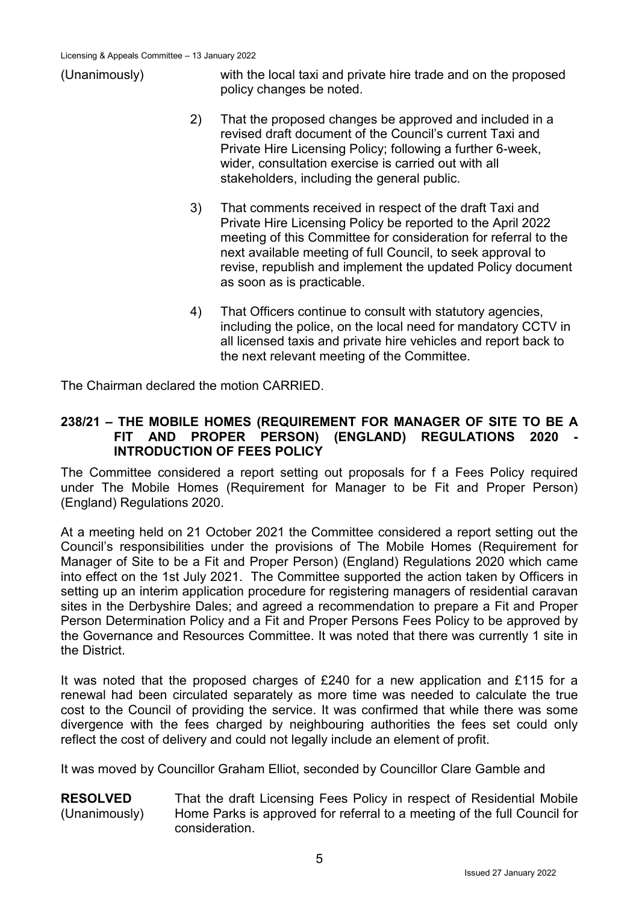(Unanimously) with the local taxi and private hire trade and on the proposed policy changes be noted.

2) That the proposed changes be approved and included in a revised draft document of the Council's current Taxi and Private Hire Licensing Policy; following a further 6-week, wider, consultation exercise is carried out with all stakeholders, including the general public.

3) That comments received in respect of the draft Taxi and Private Hire Licensing Policy be reported to the April 2022 meeting of this Committee for consideration for referral to the next available meeting of full Council, to seek approval to revise, republish and implement the updated Policy document as soon as is practicable.

4) That Officers continue to consult with statutory agencies, including the police, on the local need for mandatory CCTV in all licensed taxis and private hire vehicles and report back to the next relevant meeting of the Committee.

The Chairman declared the motion CARRIED.

## 238/21 – THE MOBILE HOMES (REQUIREMENT FOR MANAGER OF SITE TO BE A FIT AND PROPER PERSON) (ENGLAND) REGULATIONS 2020 - INTRODUCTION OF FEES POLICY

The Committee considered a report setting out proposals for f a Fees Policy required under The Mobile Homes (Requirement for Manager to be Fit and Proper Person) (England) Regulations 2020.

At a meeting held on 21 October 2021 the Committee considered a report setting out the Council's responsibilities under the provisions of The Mobile Homes (Requirement for Manager of Site to be a Fit and Proper Person) (England) Regulations 2020 which came into effect on the 1st July 2021. The Committee supported the action taken by Officers in setting up an interim application procedure for registering managers of residential caravan sites in the Derbyshire Dales; and agreed a recommendation to prepare a Fit and Proper Person Determination Policy and a Fit and Proper Persons Fees Policy to be approved by the Governance and Resources Committee. It was noted that there was currently 1 site in the District.

It was noted that the proposed charges of £240 for a new application and £115 for a renewal had been circulated separately as more time was needed to calculate the true cost to the Council of providing the service. It was confirmed that while there was some divergence with the fees charged by neighbouring authorities the fees set could only reflect the cost of delivery and could not legally include an element of profit.

It was moved by Councillor Graham Elliot, seconded by Councillor Clare Gamble and

**RESOLVED** (Unanimously) That the draft Licensing Fees Policy in respect of Residential Mobile Home Parks is approved for referral to a meeting of the full Council for consideration.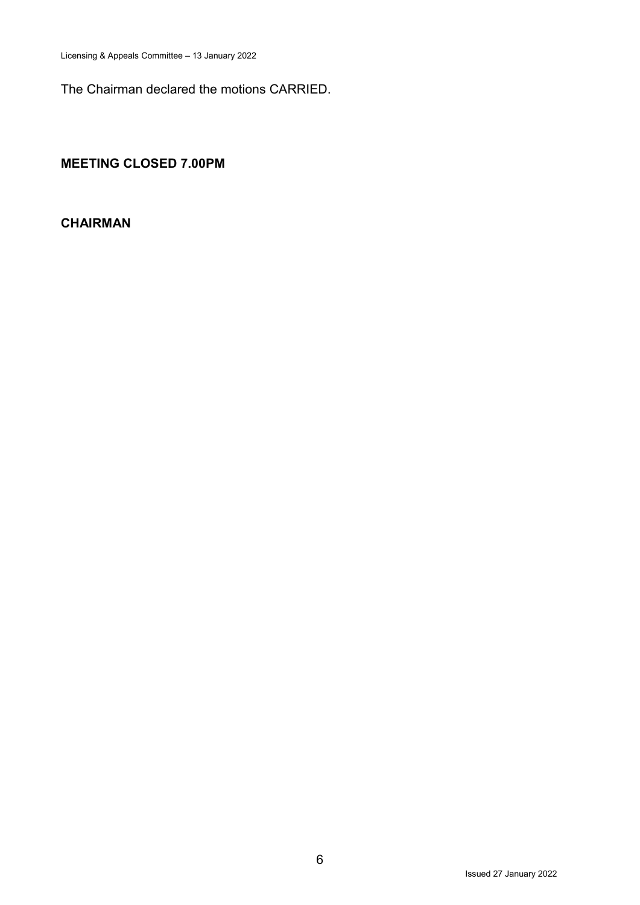The Chairman declared the motions CARRIED.

**MEETING CLOSED 7.00PM**

**CHAIRMAN**

Issued 27 January 2022